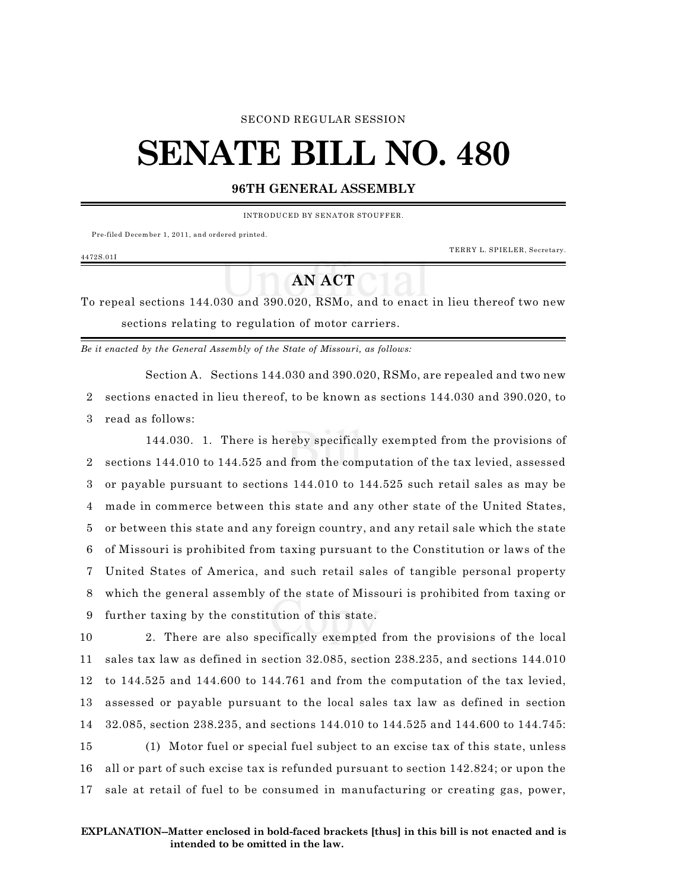SECOND REGULAR SESSION

# SENATE BILL NO. 480

## 96TH GENERAL ASSEMBLY

INTRODUCED BY SENATOR STOUFFER.

Pre-filed December 1, 2011, and ordered printed.

TERRY L. SPIELER, Secretary.

4472S.01I

## AN ACT

To repeal sections 144.030 and 390.020, RSMo, and to enact in lieu thereof two new sections relating to regulation of motor carriers.

*Be it enacted by the General Assembly of the State of Missouri, as follows:*

Section A. Sections 144.030 and 390.020, RSMo, are repealed and two new sections enacted in lieu thereof, to be known as sections 144.030 and 390.020, to read as follows:

144.030. 1. There is hereby specifically exempted from the provisions of sections 144.010 to 144.525 and from the computation of the tax levied, assessed or payable pursuant to sections 144.010 to 144.525 such retail sales as may be made in commerce between this state and any other state of the United States, or between this state and any foreign country, and any retail sale which the state of Missouri is prohibited from taxing pursuant to the Constitution or laws of the United States of America, and such retail sales of tangible personal property which the general assembly of the state of Missouri is prohibited from taxing or further taxing by the constitution of this state.

2. There are also specifically exempted from the provisions of the local sales tax law as defined in section 32.085, section 238.235, and sections 144.010 to 144.525 and 144.600 to 144.761 and from the computation of the tax levied, assessed or payable pursuant to the local sales tax law as defined in section 32.085, section 238.235, and sections 144.010 to 144.525 and 144.600 to 144.745:

(1) Motor fuel or special fuel subject to an excise tax of this state, unless all or part of such excise tax is refunded pursuant to section 142.824; or upon the sale at retail of fuel to be consumed in manufacturing or creating gas, power,

**EXPLANATION--Matter enclosed in bold-faced brackets [thus] in this bill is not enacted and is intended to be omitted in the law.**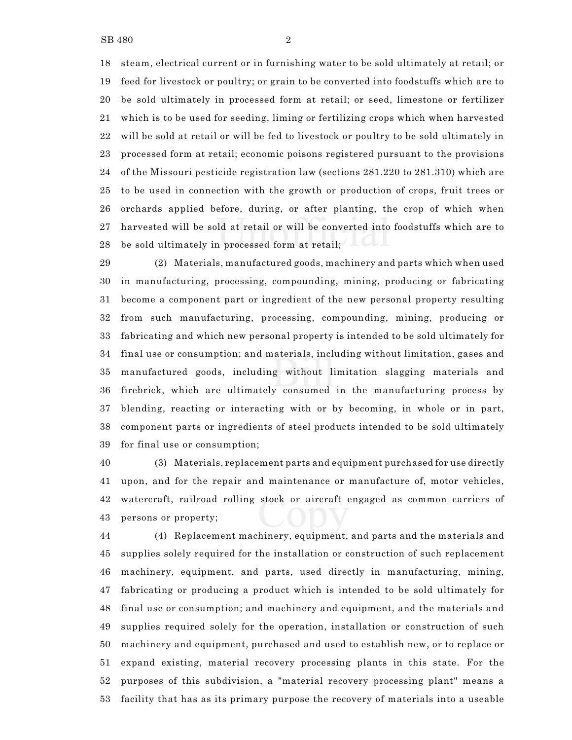steam, electrical current or in furnishing water to be sold ultimately at retail; or feed for livestock or poultry; or grain to be converted into foodstuffs which are to be sold ultimately in processed form at retail; or seed, limestone or fertilizer which is to be used for seeding, liming or fertilizing crops which when harvested will be sold at retail or will be fed to livestock or poultry to be sold ultimately in processed form at retail; economic poisons registered pursuant to the provisions of the Missouri pesticide registration law (sections 281.220 to 281.310) which are to be used in connection with the growth or production of crops, fruit trees or orchards applied before, during, or after planting, the crop of which when harvested will be sold at retail or will be converted into foodstuffs which are to be sold ultimately in processed form at retail;

(2) Materials, manufactured goods, machinery and parts which when used in manufacturing, processing, compounding, mining, producing or fabricating become a component part or ingredient of the new personal property resulting from such manufacturing, processing, compounding, mining, producing or fabricating and which new personal property is intended to be sold ultimately for final use or consumption; and materials, including without limitation, gases and manufactured goods, including without limitation slagging materials and firebrick, which are ultimately consumed in the manufacturing process by blending, reacting or interacting with or by becoming, in whole or in part, component parts or ingredients of steel products intended to be sold ultimately for final use or consumption;

(3) Materials, replacement parts and equipment purchased for use directly upon, and for the repair and maintenance or manufacture of, motor vehicles, watercraft, railroad rolling stock or aircraft engaged as common carriers of persons or property;

(4) Replacement machinery, equipment, and parts and the materials and supplies solely required for the installation or construction of such replacement machinery, equipment, and parts, used directly in manufacturing, mining, fabricating or producing a product which is intended to be sold ultimately for final use or consumption; and machinery and equipment, and the materials and supplies required solely for the operation, installation or construction of such machinery and equipment, purchased and used to establish new, or to replace or expand existing, material recovery processing plants in this state. For the purposes of this subdivision, a "material recovery processing plant" means a facility that has as its primary purpose the recovery of materials into a useable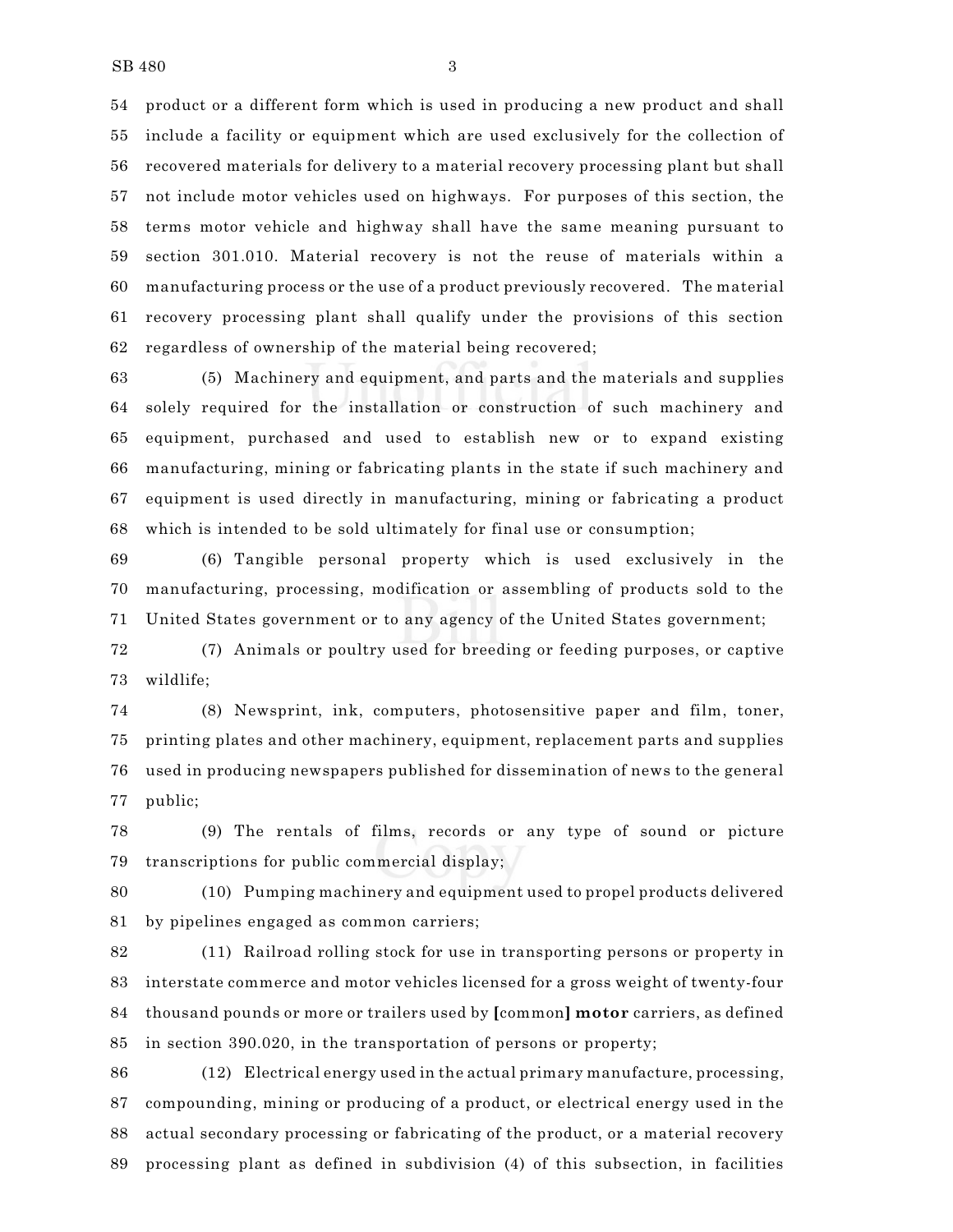54 product or a different form which is used in producing a new product and shall
55 include a facility or equipment which are used exclusively for the collection of
56 recovered materials for delivery to a material recovery processing plant but shall
57 not include motor vehicles used on highways. For purposes of this section, the
58 terms motor vehicle and highway shall have the same meaning pursuant to
59 section 301.010. Material recovery is not the reuse of materials within a
60 manufacturing process or the use of a product previously recovered. The material
61 recovery processing plant shall qualify under the provisions of this section
62 regardless of ownership of the material being recovered;

63 (5) Machinery and equipment, and parts and the materials and supplies
64 solely required for the installation or construction of such machinery and
65 equipment, purchased and used to establish new or to expand existing
66 manufacturing, mining or fabricating plants in the state if such machinery and
67 equipment is used directly in manufacturing, mining or fabricating a product
68 which is intended to be sold ultimately for final use or consumption;

69 (6) Tangible personal property which is used exclusively in the
70 manufacturing, processing, modification or assembling of products sold to the
71 United States government or to any agency of the United States government;

72 (7) Animals or poultry used for breeding or feeding purposes, or captive
73 wildlife;

74 (8) Newsprint, ink, computers, photosensitive paper and film, toner,
75 printing plates and other machinery, equipment, replacement parts and supplies
76 used in producing newspapers published for dissemination of news to the general
77 public;

78 (9) The rentals of films, records or any type of sound or picture
79 transcriptions for public commercial display;

80 (10) Pumping machinery and equipment used to propel products delivered
81 by pipelines engaged as common carriers;

82 (11) Railroad rolling stock for use in transporting persons or property in
83 interstate commerce and motor vehicles licensed for a gross weight of twenty-four
84 thousand pounds or more or trailers used by **[**common**]** **motor** carriers, as defined
85 in section 390.020, in the transportation of persons or property;

86 (12) Electrical energy used in the actual primary manufacture, processing,
87 compounding, mining or producing of a product, or electrical energy used in the
88 actual secondary processing or fabricating of the product, or a material recovery
89 processing plant as defined in subdivision (4) of this subsection, in facilities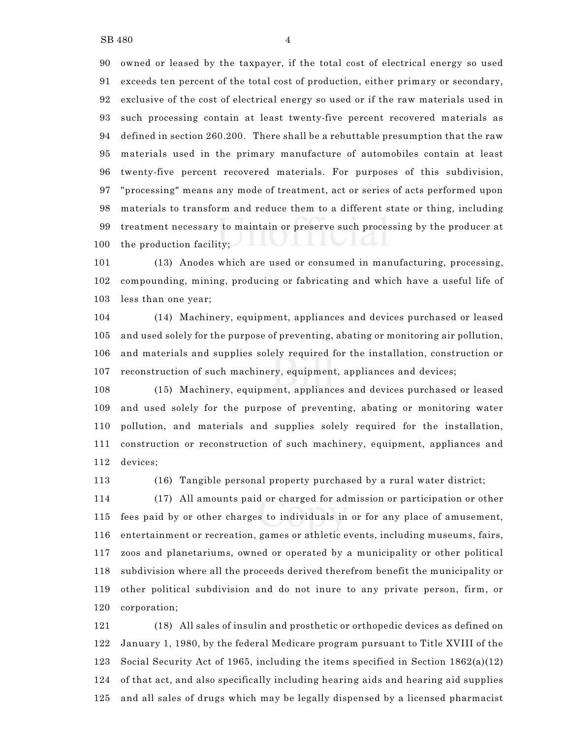owned or leased by the taxpayer, if the total cost of electrical energy so used exceeds ten percent of the total cost of production, either primary or secondary, exclusive of the cost of electrical energy so used or if the raw materials used in such processing contain at least twenty-five percent recovered materials as defined in section 260.200. There shall be a rebuttable presumption that the raw materials used in the primary manufacture of automobiles contain at least twenty-five percent recovered materials. For purposes of this subdivision, "processing" means any mode of treatment, act or series of acts performed upon materials to transform and reduce them to a different state or thing, including treatment necessary to maintain or preserve such processing by the producer at the production facility;

(13) Anodes which are used or consumed in manufacturing, processing, compounding, mining, producing or fabricating and which have a useful life of less than one year;

(14) Machinery, equipment, appliances and devices purchased or leased and used solely for the purpose of preventing, abating or monitoring air pollution, and materials and supplies solely required for the installation, construction or reconstruction of such machinery, equipment, appliances and devices;

(15) Machinery, equipment, appliances and devices purchased or leased and used solely for the purpose of preventing, abating or monitoring water pollution, and materials and supplies solely required for the installation, construction or reconstruction of such machinery, equipment, appliances and devices;

(16) Tangible personal property purchased by a rural water district;

(17) All amounts paid or charged for admission or participation or other fees paid by or other charges to individuals in or for any place of amusement, entertainment or recreation, games or athletic events, including museums, fairs, zoos and planetariums, owned or operated by a municipality or other political subdivision where all the proceeds derived therefrom benefit the municipality or other political subdivision and do not inure to any private person, firm, or corporation;

(18) All sales of insulin and prosthetic or orthopedic devices as defined on January 1, 1980, by the federal Medicare program pursuant to Title XVIII of the Social Security Act of 1965, including the items specified in Section 1862(a)(12) of that act, and also specifically including hearing aids and hearing aid supplies and all sales of drugs which may be legally dispensed by a licensed pharmacist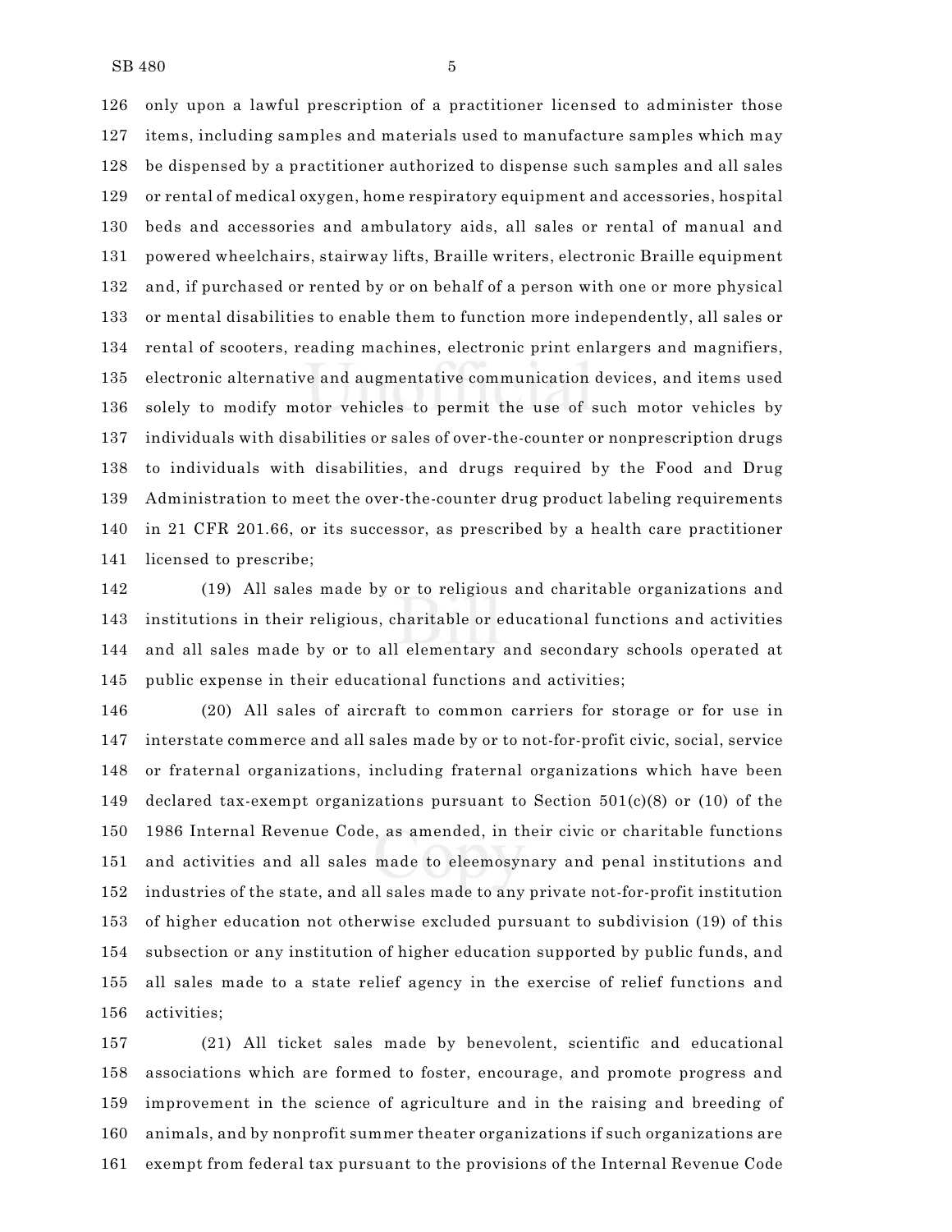only upon a lawful prescription of a practitioner licensed to administer those items, including samples and materials used to manufacture samples which may be dispensed by a practitioner authorized to dispense such samples and all sales or rental of medical oxygen, home respiratory equipment and accessories, hospital beds and accessories and ambulatory aids, all sales or rental of manual and powered wheelchairs, stairway lifts, Braille writers, electronic Braille equipment and, if purchased or rented by or on behalf of a person with one or more physical or mental disabilities to enable them to function more independently, all sales or rental of scooters, reading machines, electronic print enlargers and magnifiers, electronic alternative and augmentative communication devices, and items used solely to modify motor vehicles to permit the use of such motor vehicles by individuals with disabilities or sales of over-the-counter or nonprescription drugs to individuals with disabilities, and drugs required by the Food and Drug Administration to meet the over-the-counter drug product labeling requirements in 21 CFR 201.66, or its successor, as prescribed by a health care practitioner licensed to prescribe;

(19) All sales made by or to religious and charitable organizations and institutions in their religious, charitable or educational functions and activities and all sales made by or to all elementary and secondary schools operated at public expense in their educational functions and activities;

(20) All sales of aircraft to common carriers for storage or for use in interstate commerce and all sales made by or to not-for-profit civic, social, service or fraternal organizations, including fraternal organizations which have been declared tax-exempt organizations pursuant to Section 501(c)(8) or (10) of the 1986 Internal Revenue Code, as amended, in their civic or charitable functions and activities and all sales made to eleemosynary and penal institutions and industries of the state, and all sales made to any private not-for-profit institution of higher education not otherwise excluded pursuant to subdivision (19) of this subsection or any institution of higher education supported by public funds, and all sales made to a state relief agency in the exercise of relief functions and activities;

(21) All ticket sales made by benevolent, scientific and educational associations which are formed to foster, encourage, and promote progress and improvement in the science of agriculture and in the raising and breeding of animals, and by nonprofit summer theater organizations if such organizations are exempt from federal tax pursuant to the provisions of the Internal Revenue Code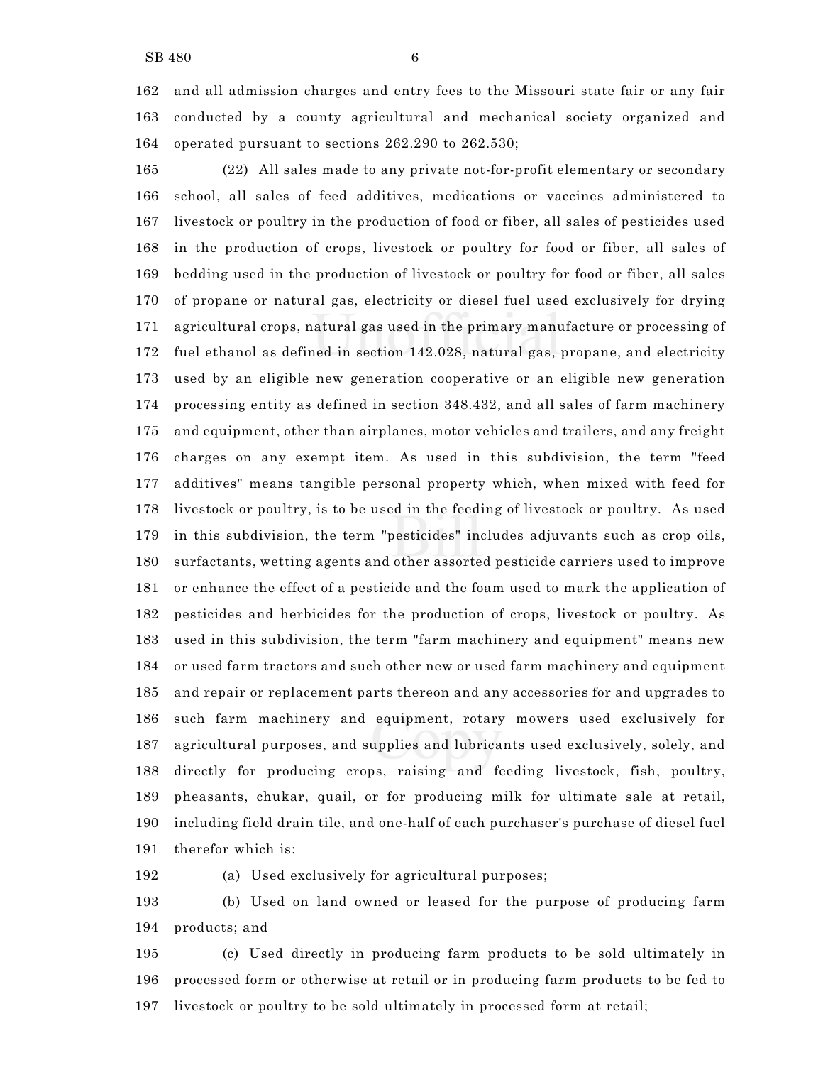and all admission charges and entry fees to the Missouri state fair or any fair conducted by a county agricultural and mechanical society organized and operated pursuant to sections 262.290 to 262.530;

(22) All sales made to any private not-for-profit elementary or secondary school, all sales of feed additives, medications or vaccines administered to livestock or poultry in the production of food or fiber, all sales of pesticides used in the production of crops, livestock or poultry for food or fiber, all sales of bedding used in the production of livestock or poultry for food or fiber, all sales of propane or natural gas, electricity or diesel fuel used exclusively for drying agricultural crops, natural gas used in the primary manufacture or processing of fuel ethanol as defined in section 142.028, natural gas, propane, and electricity used by an eligible new generation cooperative or an eligible new generation processing entity as defined in section 348.432, and all sales of farm machinery and equipment, other than airplanes, motor vehicles and trailers, and any freight charges on any exempt item. As used in this subdivision, the term "feed additives" means tangible personal property which, when mixed with feed for livestock or poultry, is to be used in the feeding of livestock or poultry. As used in this subdivision, the term "pesticides" includes adjuvants such as crop oils, surfactants, wetting agents and other assorted pesticide carriers used to improve or enhance the effect of a pesticide and the foam used to mark the application of pesticides and herbicides for the production of crops, livestock or poultry. As used in this subdivision, the term "farm machinery and equipment" means new or used farm tractors and such other new or used farm machinery and equipment and repair or replacement parts thereon and any accessories for and upgrades to such farm machinery and equipment, rotary mowers used exclusively for agricultural purposes, and supplies and lubricants used exclusively, solely, and directly for producing crops, raising and feeding livestock, fish, poultry, pheasants, chukar, quail, or for producing milk for ultimate sale at retail, including field drain tile, and one-half of each purchaser's purchase of diesel fuel therefor which is:

(a) Used exclusively for agricultural purposes;

(b) Used on land owned or leased for the purpose of producing farm products; and

(c) Used directly in producing farm products to be sold ultimately in processed form or otherwise at retail or in producing farm products to be fed to livestock or poultry to be sold ultimately in processed form at retail;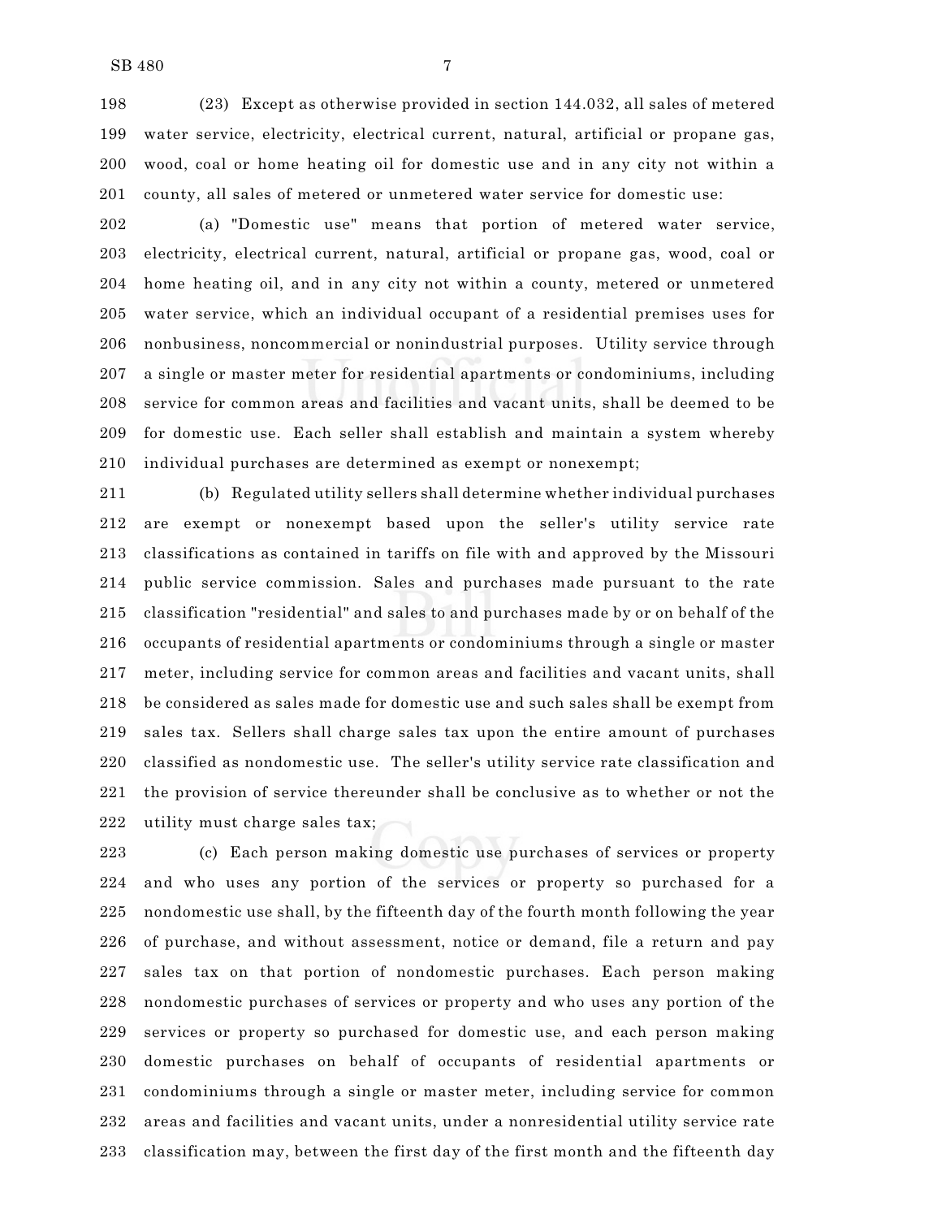(23) Except as otherwise provided in section 144.032, all sales of metered water service, electricity, electrical current, natural, artificial or propane gas, wood, coal or home heating oil for domestic use and in any city not within a county, all sales of metered or unmetered water service for domestic use:

(a) "Domestic use" means that portion of metered water service, electricity, electrical current, natural, artificial or propane gas, wood, coal or home heating oil, and in any city not within a county, metered or unmetered water service, which an individual occupant of a residential premises uses for nonbusiness, noncommercial or nonindustrial purposes. Utility service through a single or master meter for residential apartments or condominiums, including service for common areas and facilities and vacant units, shall be deemed to be for domestic use. Each seller shall establish and maintain a system whereby individual purchases are determined as exempt or nonexempt;

(b) Regulated utility sellers shall determine whether individual purchases are exempt or nonexempt based upon the seller's utility service rate classifications as contained in tariffs on file with and approved by the Missouri public service commission. Sales and purchases made pursuant to the rate classification "residential" and sales to and purchases made by or on behalf of the occupants of residential apartments or condominiums through a single or master meter, including service for common areas and facilities and vacant units, shall be considered as sales made for domestic use and such sales shall be exempt from sales tax. Sellers shall charge sales tax upon the entire amount of purchases classified as nondomestic use. The seller's utility service rate classification and the provision of service thereunder shall be conclusive as to whether or not the utility must charge sales tax;

(c) Each person making domestic use purchases of services or property and who uses any portion of the services or property so purchased for a nondomestic use shall, by the fifteenth day of the fourth month following the year of purchase, and without assessment, notice or demand, file a return and pay sales tax on that portion of nondomestic purchases. Each person making nondomestic purchases of services or property and who uses any portion of the services or property so purchased for domestic use, and each person making domestic purchases on behalf of occupants of residential apartments or condominiums through a single or master meter, including service for common areas and facilities and vacant units, under a nonresidential utility service rate classification may, between the first day of the first month and the fifteenth day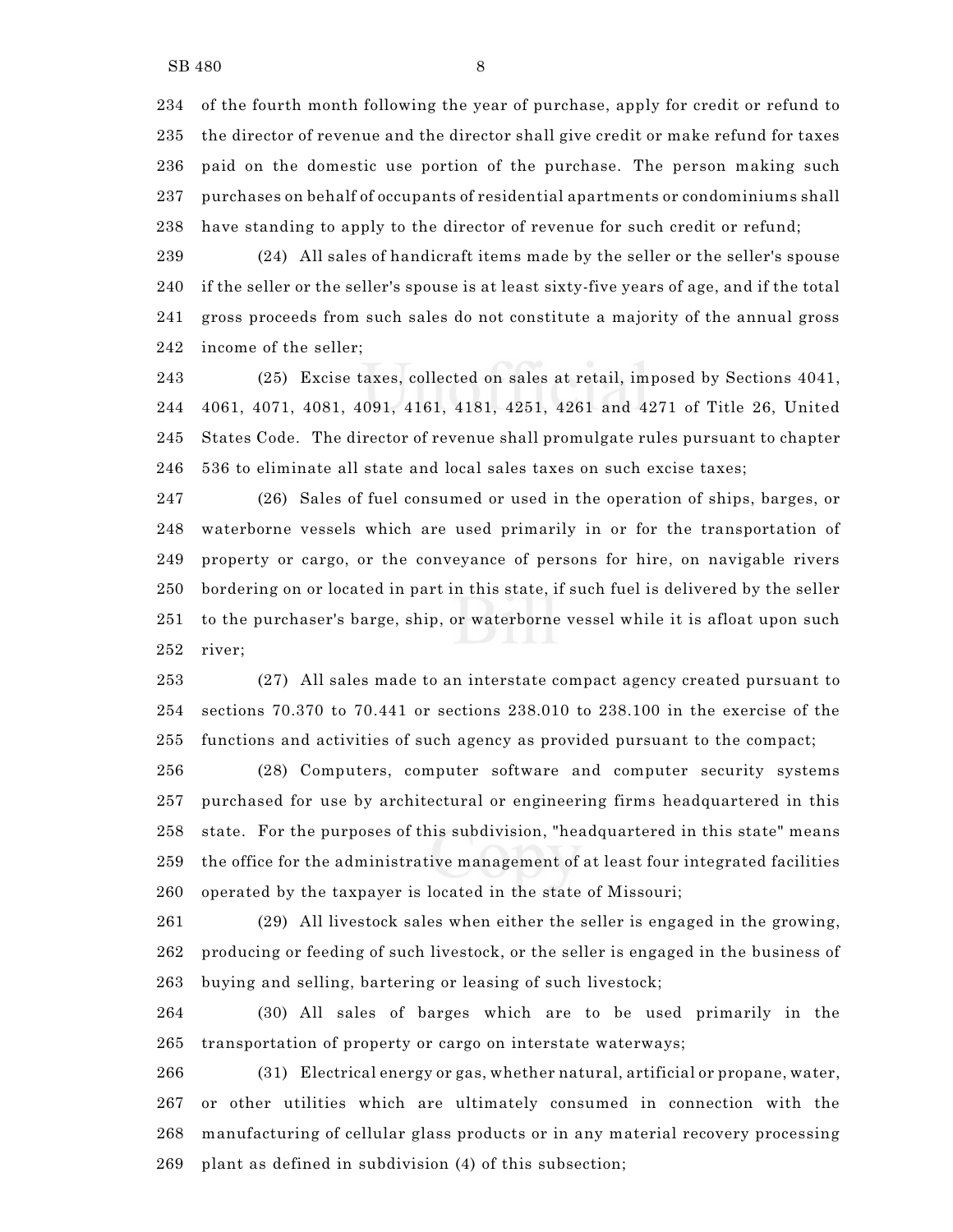of the fourth month following the year of purchase, apply for credit or refund to the director of revenue and the director shall give credit or make refund for taxes paid on the domestic use portion of the purchase. The person making such purchases on behalf of occupants of residential apartments or condominiums shall have standing to apply to the director of revenue for such credit or refund;

(24) All sales of handicraft items made by the seller or the seller's spouse if the seller or the seller's spouse is at least sixty-five years of age, and if the total gross proceeds from such sales do not constitute a majority of the annual gross income of the seller;

(25) Excise taxes, collected on sales at retail, imposed by Sections 4041, 4061, 4071, 4081, 4091, 4161, 4181, 4251, 4261 and 4271 of Title 26, United States Code. The director of revenue shall promulgate rules pursuant to chapter 536 to eliminate all state and local sales taxes on such excise taxes;

(26) Sales of fuel consumed or used in the operation of ships, barges, or waterborne vessels which are used primarily in or for the transportation of property or cargo, or the conveyance of persons for hire, on navigable rivers bordering on or located in part in this state, if such fuel is delivered by the seller to the purchaser's barge, ship, or waterborne vessel while it is afloat upon such river;

(27) All sales made to an interstate compact agency created pursuant to sections 70.370 to 70.441 or sections 238.010 to 238.100 in the exercise of the functions and activities of such agency as provided pursuant to the compact;

(28) Computers, computer software and computer security systems purchased for use by architectural or engineering firms headquartered in this state. For the purposes of this subdivision, "headquartered in this state" means the office for the administrative management of at least four integrated facilities operated by the taxpayer is located in the state of Missouri;

(29) All livestock sales when either the seller is engaged in the growing, producing or feeding of such livestock, or the seller is engaged in the business of buying and selling, bartering or leasing of such livestock;

(30) All sales of barges which are to be used primarily in the transportation of property or cargo on interstate waterways;

(31) Electrical energy or gas, whether natural, artificial or propane, water, or other utilities which are ultimately consumed in connection with the manufacturing of cellular glass products or in any material recovery processing plant as defined in subdivision (4) of this subsection;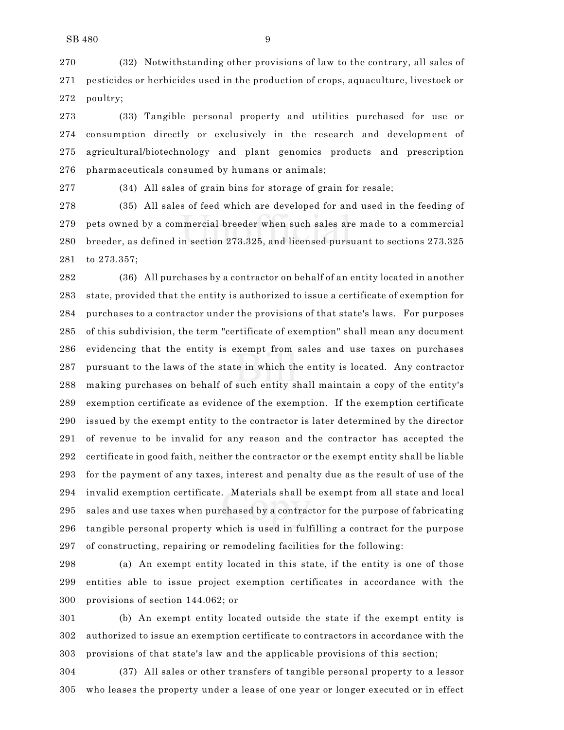(32) Notwithstanding other provisions of law to the contrary, all sales of pesticides or herbicides used in the production of crops, aquaculture, livestock or poultry;

(33) Tangible personal property and utilities purchased for use or consumption directly or exclusively in the research and development of agricultural/biotechnology and plant genomics products and prescription pharmaceuticals consumed by humans or animals;

(34) All sales of grain bins for storage of grain for resale;

(35) All sales of feed which are developed for and used in the feeding of pets owned by a commercial breeder when such sales are made to a commercial breeder, as defined in section 273.325, and licensed pursuant to sections 273.325 to 273.357;

(36) All purchases by a contractor on behalf of an entity located in another state, provided that the entity is authorized to issue a certificate of exemption for purchases to a contractor under the provisions of that state's laws. For purposes of this subdivision, the term "certificate of exemption" shall mean any document evidencing that the entity is exempt from sales and use taxes on purchases pursuant to the laws of the state in which the entity is located. Any contractor making purchases on behalf of such entity shall maintain a copy of the entity's exemption certificate as evidence of the exemption. If the exemption certificate issued by the exempt entity to the contractor is later determined by the director of revenue to be invalid for any reason and the contractor has accepted the certificate in good faith, neither the contractor or the exempt entity shall be liable for the payment of any taxes, interest and penalty due as the result of use of the invalid exemption certificate. Materials shall be exempt from all state and local sales and use taxes when purchased by a contractor for the purpose of fabricating tangible personal property which is used in fulfilling a contract for the purpose of constructing, repairing or remodeling facilities for the following:

(a) An exempt entity located in this state, if the entity is one of those entities able to issue project exemption certificates in accordance with the provisions of section 144.062; or

(b) An exempt entity located outside the state if the exempt entity is authorized to issue an exemption certificate to contractors in accordance with the provisions of that state's law and the applicable provisions of this section;

(37) All sales or other transfers of tangible personal property to a lessor who leases the property under a lease of one year or longer executed or in effect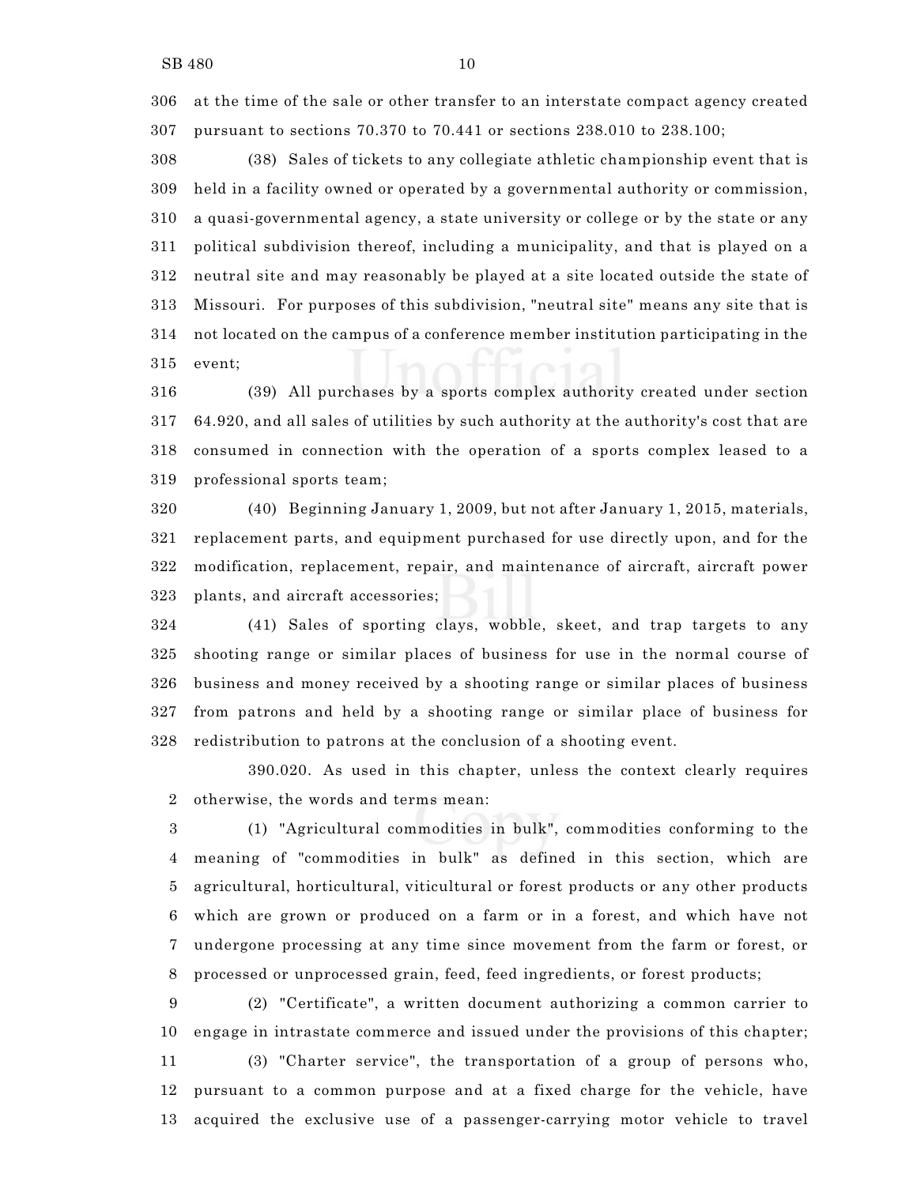at the time of the sale or other transfer to an interstate compact agency created pursuant to sections 70.370 to 70.441 or sections 238.010 to 238.100;

(38) Sales of tickets to any collegiate athletic championship event that is held in a facility owned or operated by a governmental authority or commission, a quasi-governmental agency, a state university or college or by the state or any political subdivision thereof, including a municipality, and that is played on a neutral site and may reasonably be played at a site located outside the state of Missouri. For purposes of this subdivision, "neutral site" means any site that is not located on the campus of a conference member institution participating in the event;

(39) All purchases by a sports complex authority created under section 64.920, and all sales of utilities by such authority at the authority's cost that are consumed in connection with the operation of a sports complex leased to a professional sports team;

(40) Beginning January 1, 2009, but not after January 1, 2015, materials, replacement parts, and equipment purchased for use directly upon, and for the modification, replacement, repair, and maintenance of aircraft, aircraft power plants, and aircraft accessories;

(41) Sales of sporting clays, wobble, skeet, and trap targets to any shooting range or similar places of business for use in the normal course of business and money received by a shooting range or similar places of business from patrons and held by a shooting range or similar place of business for redistribution to patrons at the conclusion of a shooting event.

390.020. As used in this chapter, unless the context clearly requires otherwise, the words and terms mean:

(1) "Agricultural commodities in bulk", commodities conforming to the meaning of "commodities in bulk" as defined in this section, which are agricultural, horticultural, viticultural or forest products or any other products which are grown or produced on a farm or in a forest, and which have not undergone processing at any time since movement from the farm or forest, or processed or unprocessed grain, feed, feed ingredients, or forest products;

(2) "Certificate", a written document authorizing a common carrier to engage in intrastate commerce and issued under the provisions of this chapter;

(3) "Charter service", the transportation of a group of persons who, pursuant to a common purpose and at a fixed charge for the vehicle, have acquired the exclusive use of a passenger-carrying motor vehicle to travel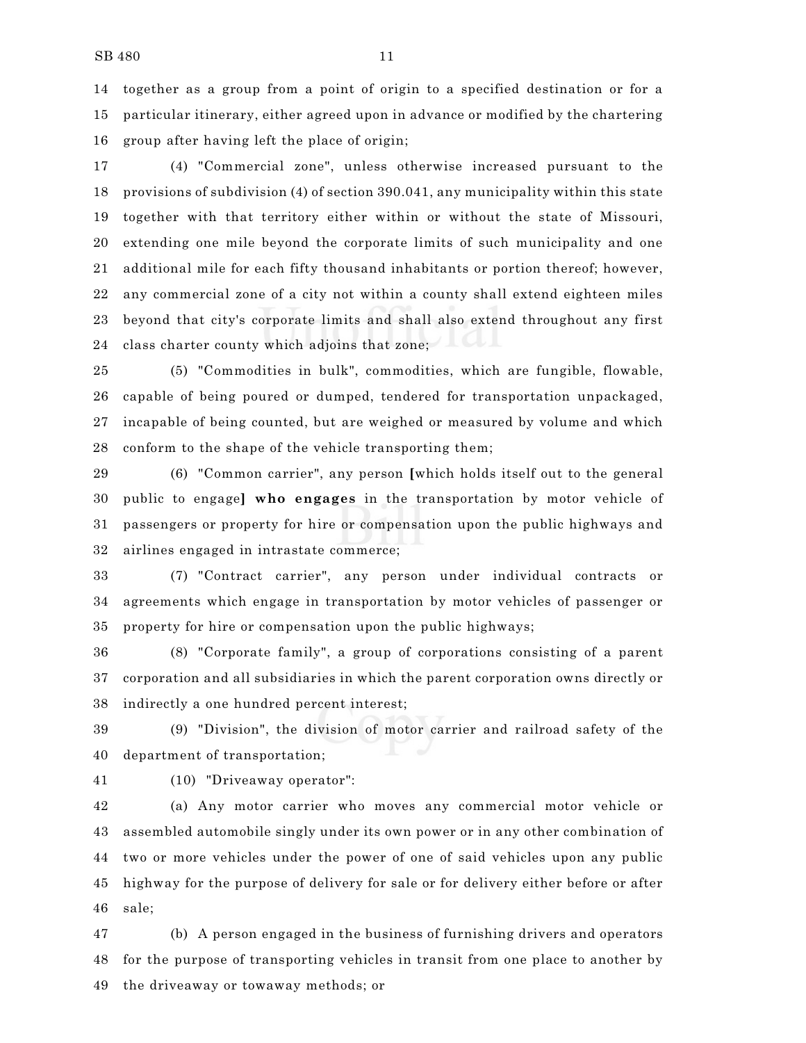together as a group from a point of origin to a specified destination or for a particular itinerary, either agreed upon in advance or modified by the chartering group after having left the place of origin;

(4) "Commercial zone", unless otherwise increased pursuant to the provisions of subdivision (4) of section 390.041, any municipality within this state together with that territory either within or without the state of Missouri, extending one mile beyond the corporate limits of such municipality and one additional mile for each fifty thousand inhabitants or portion thereof; however, any commercial zone of a city not within a county shall extend eighteen miles beyond that city's corporate limits and shall also extend throughout any first class charter county which adjoins that zone;

(5) "Commodities in bulk", commodities, which are fungible, flowable, capable of being poured or dumped, tendered for transportation unpackaged, incapable of being counted, but are weighed or measured by volume and which conform to the shape of the vehicle transporting them;

(6) "Common carrier", any person [which holds itself out to the general public to engage] **who engages** in the transportation by motor vehicle of passengers or property for hire or compensation upon the public highways and airlines engaged in intrastate commerce;

(7) "Contract carrier", any person under individual contracts or agreements which engage in transportation by motor vehicles of passenger or property for hire or compensation upon the public highways;

(8) "Corporate family", a group of corporations consisting of a parent corporation and all subsidiaries in which the parent corporation owns directly or indirectly a one hundred percent interest;

(9) "Division", the division of motor carrier and railroad safety of the department of transportation;

(10) "Driveaway operator":

(a) Any motor carrier who moves any commercial motor vehicle or assembled automobile singly under its own power or in any other combination of two or more vehicles under the power of one of said vehicles upon any public highway for the purpose of delivery for sale or for delivery either before or after sale;

(b) A person engaged in the business of furnishing drivers and operators for the purpose of transporting vehicles in transit from one place to another by the driveaway or towaway methods; or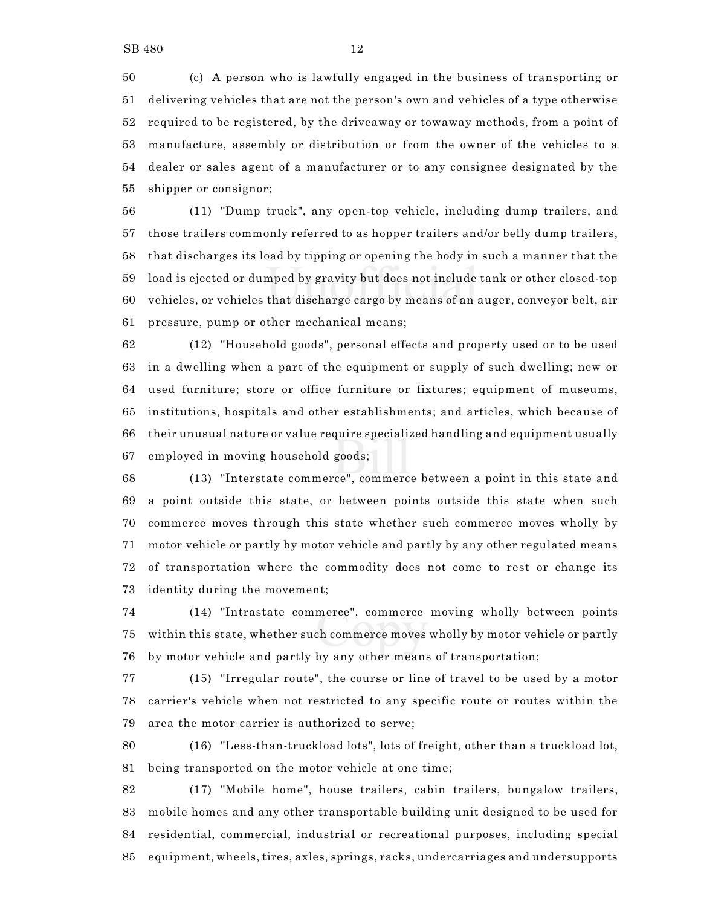(c) A person who is lawfully engaged in the business of transporting or delivering vehicles that are not the person's own and vehicles of a type otherwise required to be registered, by the driveaway or towaway methods, from a point of manufacture, assembly or distribution or from the owner of the vehicles to a dealer or sales agent of a manufacturer or to any consignee designated by the shipper or consignor;

(11) "Dump truck", any open-top vehicle, including dump trailers, and those trailers commonly referred to as hopper trailers and/or belly dump trailers, that discharges its load by tipping or opening the body in such a manner that the load is ejected or dumped by gravity but does not include tank or other closed-top vehicles, or vehicles that discharge cargo by means of an auger, conveyor belt, air pressure, pump or other mechanical means;

(12) "Household goods", personal effects and property used or to be used in a dwelling when a part of the equipment or supply of such dwelling; new or used furniture; store or office furniture or fixtures; equipment of museums, institutions, hospitals and other establishments; and articles, which because of their unusual nature or value require specialized handling and equipment usually employed in moving household goods;

(13) "Interstate commerce", commerce between a point in this state and a point outside this state, or between points outside this state when such commerce moves through this state whether such commerce moves wholly by motor vehicle or partly by motor vehicle and partly by any other regulated means of transportation where the commodity does not come to rest or change its identity during the movement;

(14) "Intrastate commerce", commerce moving wholly between points within this state, whether such commerce moves wholly by motor vehicle or partly by motor vehicle and partly by any other means of transportation;

(15) "Irregular route", the course or line of travel to be used by a motor carrier's vehicle when not restricted to any specific route or routes within the area the motor carrier is authorized to serve;

(16) "Less-than-truckload lots", lots of freight, other than a truckload lot, being transported on the motor vehicle at one time;

(17) "Mobile home", house trailers, cabin trailers, bungalow trailers, mobile homes and any other transportable building unit designed to be used for residential, commercial, industrial or recreational purposes, including special equipment, wheels, tires, axles, springs, racks, undercarriages and undersupports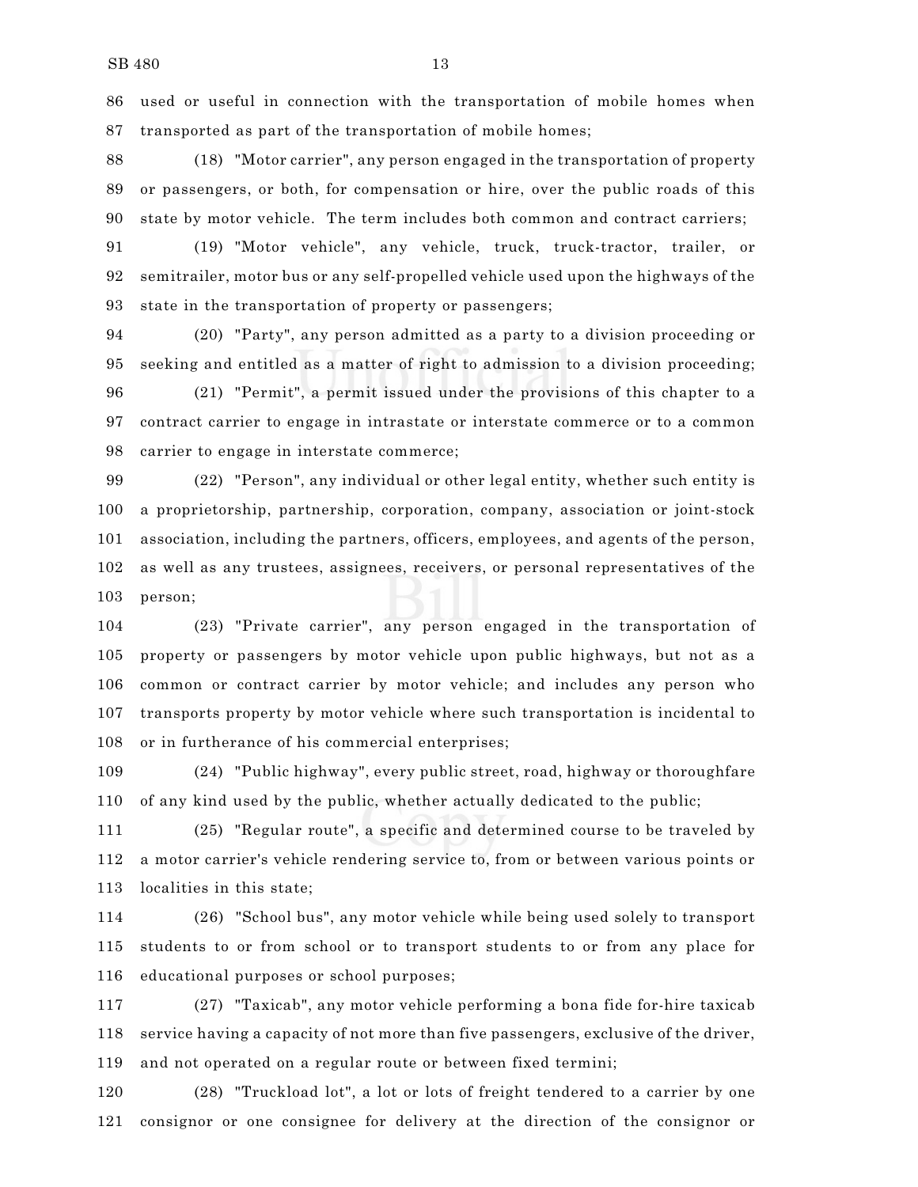used or useful in connection with the transportation of mobile homes when transported as part of the transportation of mobile homes;

(18) "Motor carrier", any person engaged in the transportation of property or passengers, or both, for compensation or hire, over the public roads of this state by motor vehicle. The term includes both common and contract carriers;

(19) "Motor vehicle", any vehicle, truck, truck-tractor, trailer, or semitrailer, motor bus or any self-propelled vehicle used upon the highways of the state in the transportation of property or passengers;

(20) "Party", any person admitted as a party to a division proceeding or seeking and entitled as a matter of right to admission to a division proceeding;

(21) "Permit", a permit issued under the provisions of this chapter to a contract carrier to engage in intrastate or interstate commerce or to a common carrier to engage in interstate commerce;

(22) "Person", any individual or other legal entity, whether such entity is a proprietorship, partnership, corporation, company, association or joint-stock association, including the partners, officers, employees, and agents of the person, as well as any trustees, assignees, receivers, or personal representatives of the person;

(23) "Private carrier", any person engaged in the transportation of property or passengers by motor vehicle upon public highways, but not as a common or contract carrier by motor vehicle; and includes any person who transports property by motor vehicle where such transportation is incidental to or in furtherance of his commercial enterprises;

(24) "Public highway", every public street, road, highway or thoroughfare of any kind used by the public, whether actually dedicated to the public;

(25) "Regular route", a specific and determined course to be traveled by a motor carrier's vehicle rendering service to, from or between various points or localities in this state;

(26) "School bus", any motor vehicle while being used solely to transport students to or from school or to transport students to or from any place for educational purposes or school purposes;

(27) "Taxicab", any motor vehicle performing a bona fide for-hire taxicab service having a capacity of not more than five passengers, exclusive of the driver, and not operated on a regular route or between fixed termini;

(28) "Truckload lot", a lot or lots of freight tendered to a carrier by one consignor or one consignee for delivery at the direction of the consignor or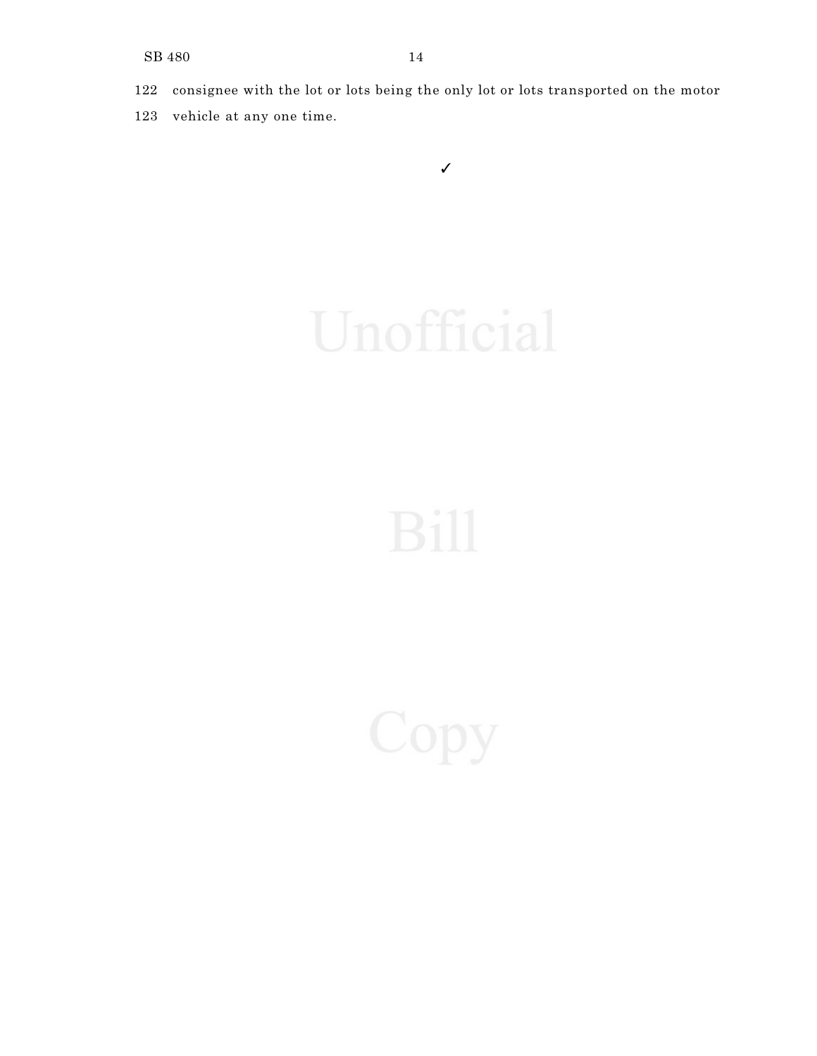122 consignee with the lot or lots being the only lot or lots transported on the motor

123 vehicle at any one time.

✓